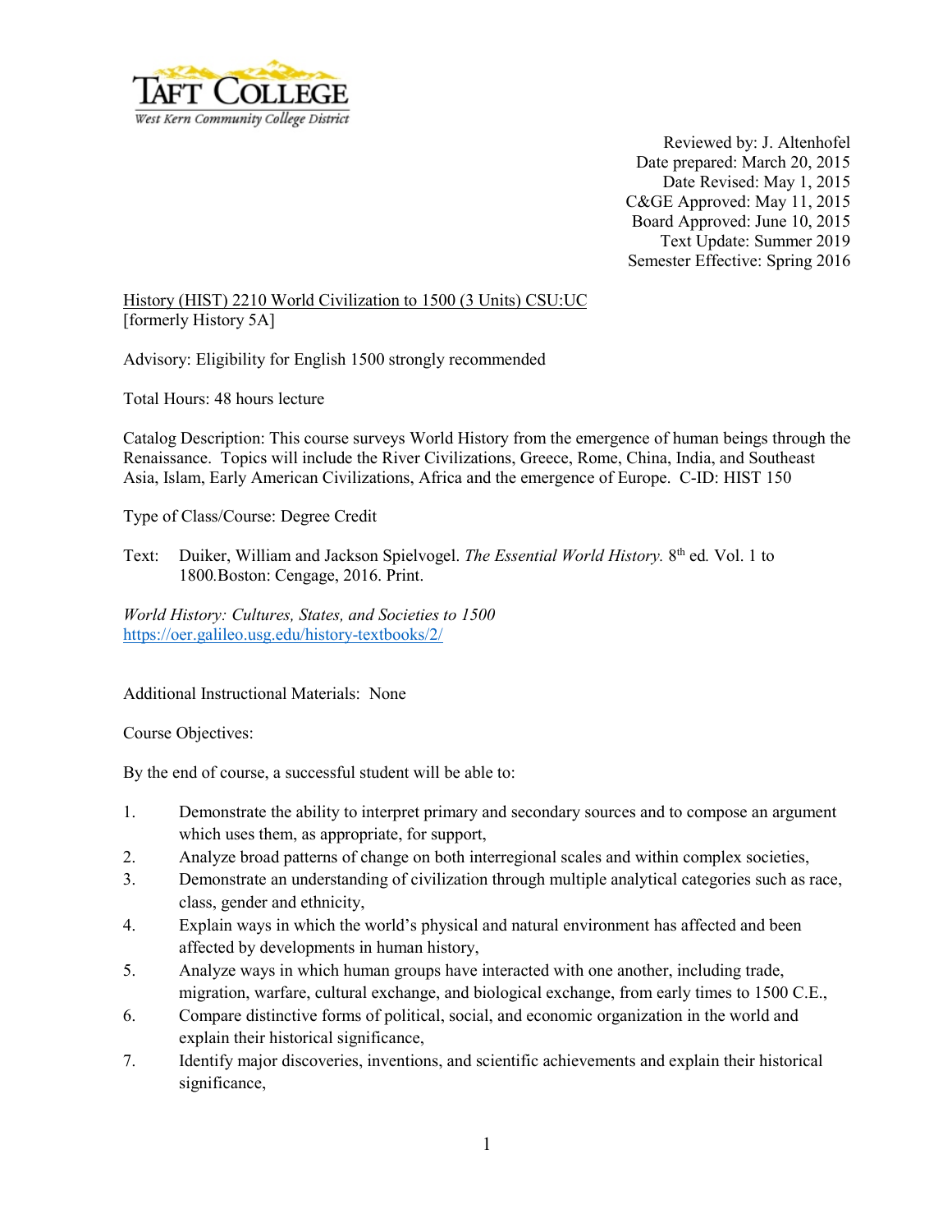TAFT COLLEGE
West Kern Community College District

Reviewed by: J. Altenhofel
Date prepared: March 20, 2015
Date Revised: May 1, 2015
C&GE Approved: May 11, 2015
Board Approved: June 10, 2015
Text Update: Summer 2019
Semester Effective: Spring 2016

History (HIST) 2210 World Civilization to 1500 (3 Units) CSU:UC
[formerly History 5A]

Advisory: Eligibility for English 1500 strongly recommended

Total Hours: 48 hours lecture

Catalog Description: This course surveys World History from the emergence of human beings through the Renaissance. Topics will include the River Civilizations, Greece, Rome, China, India, and Southeast Asia, Islam, Early American Civilizations, Africa and the emergence of Europe. C-ID: HIST 150

Type of Class/Course: Degree Credit

Text: Duiker, William and Jackson Spielvogel. *The Essential World History.* 8th ed. Vol. 1 to 1800. Boston: Cengage, 2016. Print.

*World History: Cultures, States, and Societies to 1500*
https://oer.galileo.usg.edu/history-textbooks/2/

Additional Instructional Materials: None

Course Objectives:

By the end of course, a successful student will be able to:

1. Demonstrate the ability to interpret primary and secondary sources and to compose an argument which uses them, as appropriate, for support,
2. Analyze broad patterns of change on both interregional scales and within complex societies,
3. Demonstrate an understanding of civilization through multiple analytical categories such as race, class, gender and ethnicity,
4. Explain ways in which the world's physical and natural environment has affected and been affected by developments in human history,
5. Analyze ways in which human groups have interacted with one another, including trade, migration, warfare, cultural exchange, and biological exchange, from early times to 1500 C.E.,
6. Compare distinctive forms of political, social, and economic organization in the world and explain their historical significance,
7. Identify major discoveries, inventions, and scientific achievements and explain their historical significance,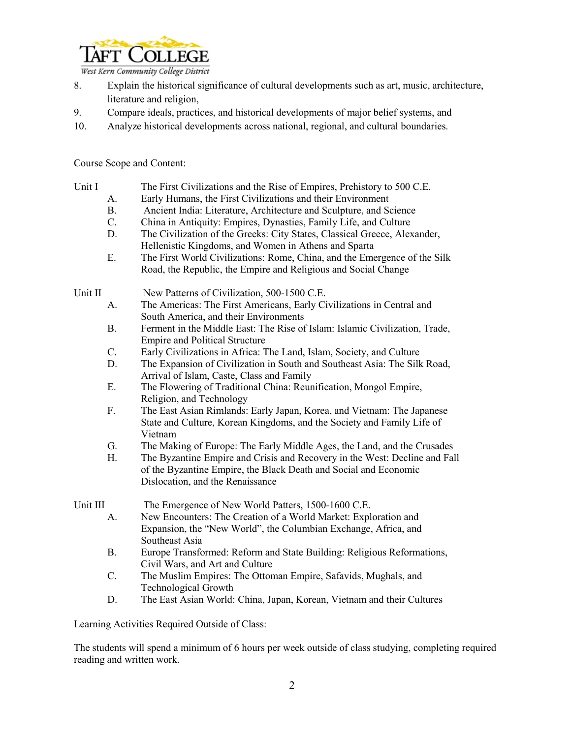8. Explain the historical significance of cultural developments such as art, music, architecture, literature and religion,
9. Compare ideals, practices, and historical developments of major belief systems, and
10. Analyze historical developments across national, regional, and cultural boundaries.

Course Scope and Content:

Unit I The First Civilizations and the Rise of Empires, Prehistory to 500 C.E.

A. Early Humans, the First Civilizations and their Environment
B. Ancient India: Literature, Architecture and Sculpture, and Science
C. China in Antiquity: Empires, Dynasties, Family Life, and Culture
D. The Civilization of the Greeks: City States, Classical Greece, Alexander, Hellenistic Kingdoms, and Women in Athens and Sparta
E. The First World Civilizations: Rome, China, and the Emergence of the Silk Road, the Republic, the Empire and Religious and Social Change

Unit II New Patterns of Civilization, 500-1500 C.E.

A. The Americas: The First Americans, Early Civilizations in Central and South America, and their Environments
B. Ferment in the Middle East: The Rise of Islam: Islamic Civilization, Trade, Empire and Political Structure
C. Early Civilizations in Africa: The Land, Islam, Society, and Culture
D. The Expansion of Civilization in South and Southeast Asia: The Silk Road, Arrival of Islam, Caste, Class and Family
E. The Flowering of Traditional China: Reunification, Mongol Empire, Religion, and Technology
F. The East Asian Rimlands: Early Japan, Korea, and Vietnam: The Japanese State and Culture, Korean Kingdoms, and the Society and Family Life of Vietnam
G. The Making of Europe: The Early Middle Ages, the Land, and the Crusades
H. The Byzantine Empire and Crisis and Recovery in the West: Decline and Fall of the Byzantine Empire, the Black Death and Social and Economic Dislocation, and the Renaissance

Unit III The Emergence of New World Patters, 1500-1600 C.E.

A. New Encounters: The Creation of a World Market: Exploration and Expansion, the "New World", the Columbian Exchange, Africa, and Southeast Asia
B. Europe Transformed: Reform and State Building: Religious Reformations, Civil Wars, and Art and Culture
C. The Muslim Empires: The Ottoman Empire, Safavids, Mughals, and Technological Growth
D. The East Asian World: China, Japan, Korean, Vietnam and their Cultures

Learning Activities Required Outside of Class:

The students will spend a minimum of 6 hours per week outside of class studying, completing required reading and written work.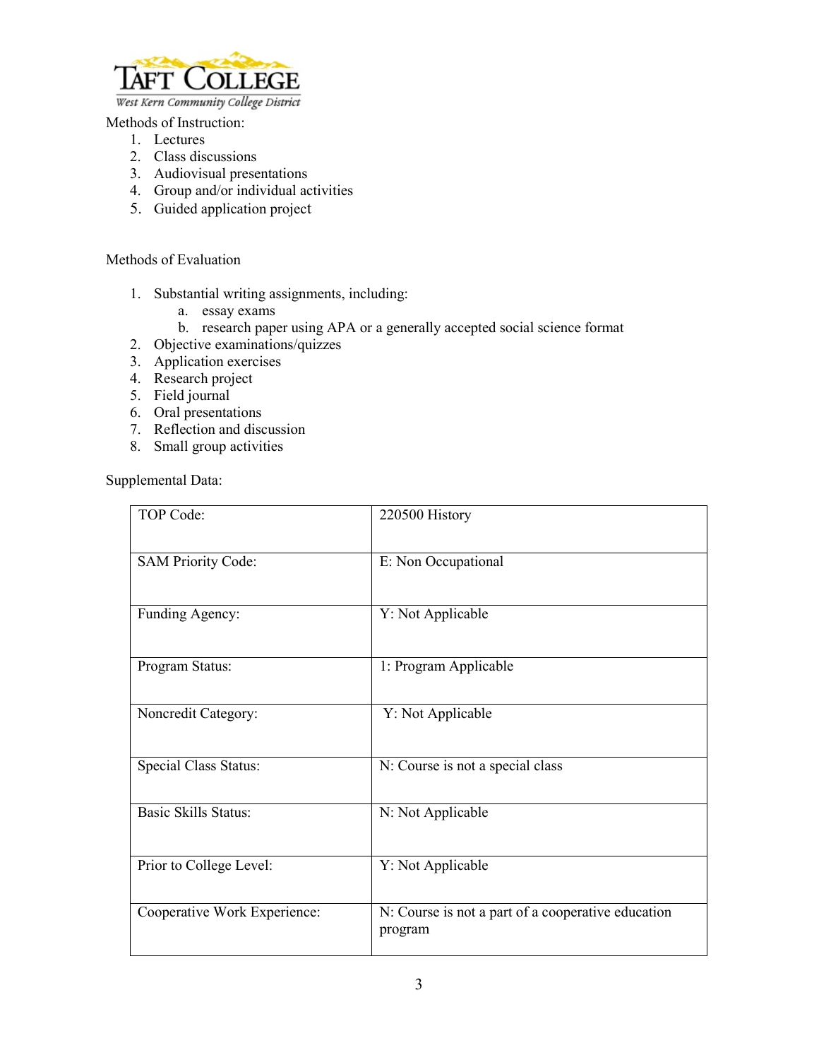Methods of Instruction:

1. Lectures
2. Class discussions
3. Audiovisual presentations
4. Group and/or individual activities
5. Guided application project

Methods of Evaluation

1. Substantial writing assignments, including:
   a. essay exams
   b. research paper using APA or a generally accepted social science format
2. Objective examinations/quizzes
3. Application exercises
4. Research project
5. Field journal
6. Oral presentations
7. Reflection and discussion
8. Small group activities

Supplemental Data:

| | |
|---|---|
| TOP Code: | 220500 History |
| SAM Priority Code: | E: Non Occupational |
| Funding Agency: | Y: Not Applicable |
| Program Status: | 1: Program Applicable |
| Noncredit Category: | Y: Not Applicable |
| Special Class Status: | N: Course is not a special class |
| Basic Skills Status: | N: Not Applicable |
| Prior to College Level: | Y: Not Applicable |
| Cooperative Work Experience: | N: Course is not a part of a cooperative education program |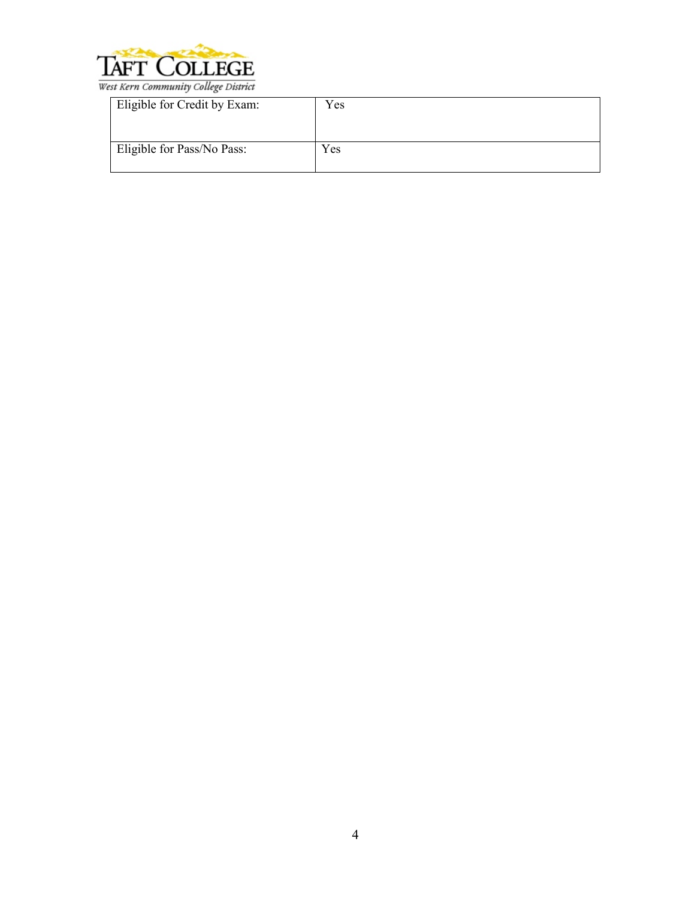| | |
|---|---|
| Eligible for Credit by Exam: | Yes |
| Eligible for Pass/No Pass: | Yes |